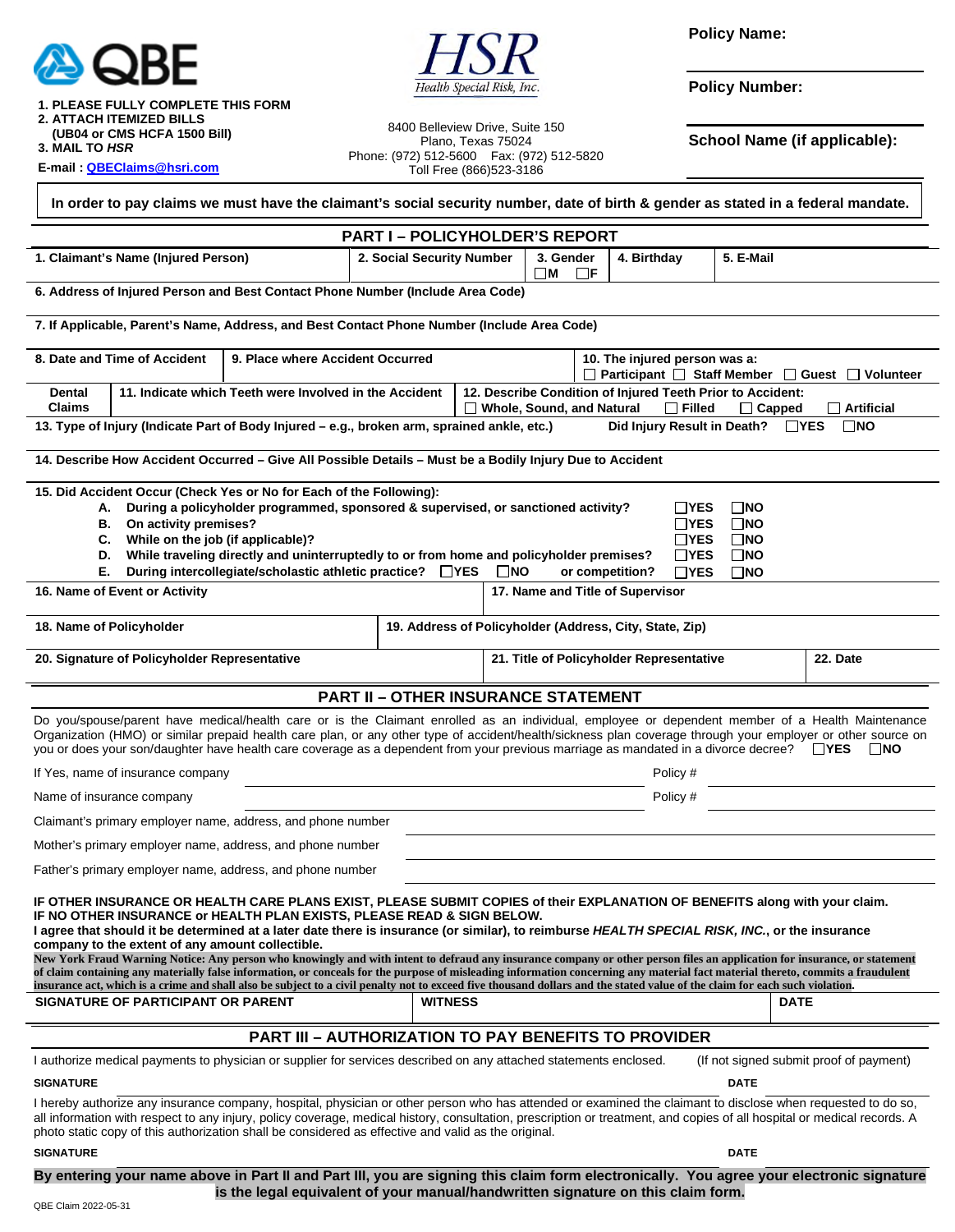QBE

HSR
Health Special Risk, Inc.

1. PLEASE FULLY COMPLETE THIS FORM
2. ATTACH ITEMIZED BILLS (UB04 or CMS HCFA 1500 Bill)
3. MAIL TO *HSR*

E-mail : QBEClaims@hsri.com

8400 Belleview Drive, Suite 150
Plano, Texas 75024
Phone: (972) 512-5600 Fax: (972) 512-5820
Toll Free (866)523-3186

**Policy Name:**

**Policy Number:**

**School Name (if applicable):**

**In order to pay claims we must have the claimant's social security number, date of birth & gender as stated in a federal mandate.**

## PART I – POLICYHOLDER'S REPORT

| 1. Claimant's Name (Injured Person) | 2. Social Security Number | 3. Gender ☐M ☐F | 4. Birthday | 5. E-Mail |
|---|---|---|---|---|

**6. Address of Injured Person and Best Contact Phone Number (Include Area Code)**

**7. If Applicable, Parent's Name, Address, and Best Contact Phone Number (Include Area Code)**

| 8. Date and Time of Accident | 9. Place where Accident Occurred | 10. The injured person was a: ☐ Participant ☐ Staff Member ☐ Guest ☐ Volunteer |
|---|---|---|

| Dental Claims | 11. Indicate which Teeth were Involved in the Accident | 12. Describe Condition of Injured Teeth Prior to Accident: ☐ Whole, Sound, and Natural ☐ Filled ☐ Capped ☐ Artificial |
|---|---|---|

**13. Type of Injury (Indicate Part of Body Injured – e.g., broken arm, sprained ankle, etc.)** **Did Injury Result in Death?** ☐YES ☐NO

**14. Describe How Accident Occurred – Give All Possible Details – Must be a Bodily Injury Due to Accident**

**15. Did Accident Occur (Check Yes or No for Each of the Following):**

- **A.** During a policyholder programmed, sponsored & supervised, or sanctioned activity? ☐YES ☐NO
- **B.** On activity premises? ☐YES ☐NO
- **C.** While on the job (if applicable)? ☐YES ☐NO
- **D.** While traveling directly and uninterruptedly to or from home and policyholder premises? ☐YES ☐NO
- **E.** During intercollegiate/scholastic athletic practice? ☐YES ☐NO or competition? ☐YES ☐NO

| 16. Name of Event or Activity | 17. Name and Title of Supervisor |
|---|---|

| 18. Name of Policyholder | 19. Address of Policyholder (Address, City, State, Zip) |
|---|---|

| 20. Signature of Policyholder Representative | 21. Title of Policyholder Representative | 22. Date |
|---|---|---|

## PART II – OTHER INSURANCE STATEMENT

Do you/spouse/parent have medical/health care or is the Claimant enrolled as an individual, employee or dependent member of a Health Maintenance Organization (HMO) or similar prepaid health care plan, or any other type of accident/health/sickness plan coverage through your employer or other source on you or does your son/daughter have health care coverage as a dependent from your previous marriage as mandated in a divorce decree? ☐YES ☐NO

If Yes, name of insurance company ____________________ Policy # ____________

Name of insurance company ____________________ Policy # ____________

Claimant's primary employer name, address, and phone number ____________________

Mother's primary employer name, address, and phone number ____________________

Father's primary employer name, address, and phone number ____________________

**IF OTHER INSURANCE OR HEALTH CARE PLANS EXIST, PLEASE SUBMIT COPIES of their EXPLANATION OF BENEFITS along with your claim.**
**IF NO OTHER INSURANCE or HEALTH PLAN EXISTS, PLEASE READ & SIGN BELOW.**
**I agree that should it be determined at a later date there is insurance (or similar), to reimburse *HEALTH SPECIAL RISK, INC.*, or the insurance company to the extent of any amount collectible.**

**New York Fraud Warning Notice: Any person who knowingly and with intent to defraud any insurance company or other person files an application for insurance, or statement of claim containing any materially false information, or conceals for the purpose of misleading information concerning any material fact material thereto, commits a fraudulent insurance act, which is a crime and shall also be subject to a civil penalty not to exceed five thousand dollars and the stated value of the claim for each such violation.**

| SIGNATURE OF PARTICIPANT OR PARENT | WITNESS | DATE |
|---|---|---|

## PART III – AUTHORIZATION TO PAY BENEFITS TO PROVIDER

I authorize medical payments to physician or supplier for services described on any attached statements enclosed. (If not signed submit proof of payment)

**SIGNATURE** **DATE**

I hereby authorize any insurance company, hospital, physician or other person who has attended or examined the claimant to disclose when requested to do so, all information with respect to any injury, policy coverage, medical history, consultation, prescription or treatment, and copies of all hospital or medical records. A photo static copy of this authorization shall be considered as effective and valid as the original.

**SIGNATURE** **DATE**

**By entering your name above in Part II and Part III, you are signing this claim form electronically. You agree your electronic signature is the legal equivalent of your manual/handwritten signature on this claim form.**

QBE Claim 2022-05-31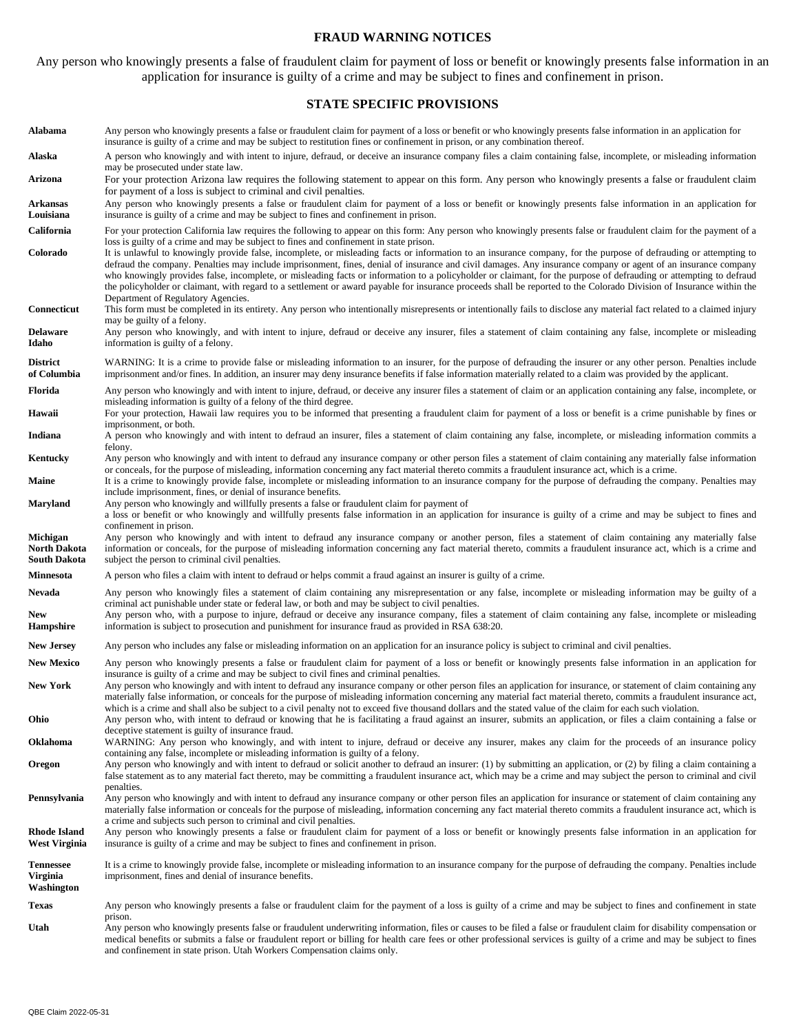## FRAUD WARNING NOTICES

Any person who knowingly presents a false of fraudulent claim for payment of loss or benefit or knowingly presents false information in an application for insurance is guilty of a crime and may be subject to fines and confinement in prison.

## STATE SPECIFIC PROVISIONS

| State | Provision |
|---|---|
| **Alabama** | Any person who knowingly presents a false or fraudulent claim for payment of a loss or benefit or who knowingly presents false information in an application for insurance is guilty of a crime and may be subject to restitution fines or confinement in prison, or any combination thereof. |
| **Alaska** | A person who knowingly and with intent to injure, defraud, or deceive an insurance company files a claim containing false, incomplete, or misleading information may be prosecuted under state law. |
| **Arizona** | For your protection Arizona law requires the following statement to appear on this form. Any person who knowingly presents a false or fraudulent claim for payment of a loss is subject to criminal and civil penalties. |
| **Arkansas**<br>**Louisiana** | Any person who knowingly presents a false or fraudulent claim for payment of a loss or benefit or knowingly presents false information in an application for insurance is guilty of a crime and may be subject to fines and confinement in prison. |
| **California** | For your protection California law requires the following to appear on this form: Any person who knowingly presents false or fraudulent claim for the payment of a loss is guilty of a crime and may be subject to fines and confinement in state prison. |
| **Colorado** | It is unlawful to knowingly provide false, incomplete, or misleading facts or information to an insurance company, for the purpose of defrauding or attempting to defraud the company. Penalties may include imprisonment, fines, denial of insurance and civil damages. Any insurance company or agent of an insurance company who knowingly provides false, incomplete, or misleading facts or information to a policyholder or claimant, for the purpose of defrauding or attempting to defraud the policyholder or claimant, with regard to a settlement or award payable for insurance proceeds shall be reported to the Colorado Division of Insurance within the Department of Regulatory Agencies. |
| **Connecticut** | This form must be completed in its entirety. Any person who intentionally misrepresents or intentionally fails to disclose any material fact related to a claimed injury may be guilty of a felony. |
| **Delaware**<br>**Idaho** | Any person who knowingly, and with intent to injure, defraud or deceive any insurer, files a statement of claim containing any false, incomplete or misleading information is guilty of a felony. |
| **District of Columbia** | WARNING: It is a crime to provide false or misleading information to an insurer, for the purpose of defrauding the insurer or any other person. Penalties include imprisonment and/or fines. In addition, an insurer may deny insurance benefits if false information materially related to a claim was provided by the applicant. |
| **Florida** | Any person who knowingly and with intent to injure, defraud, or deceive any insurer files a statement of claim or an application containing any false, incomplete, or misleading information is guilty of a felony of the third degree. |
| **Hawaii** | For your protection, Hawaii law requires you to be informed that presenting a fraudulent claim for payment of a loss or benefit is a crime punishable by fines or imprisonment, or both. |
| **Indiana** | A person who knowingly and with intent to defraud an insurer, files a statement of claim containing any false, incomplete, or misleading information commits a felony. |
| **Kentucky** | Any person who knowingly and with intent to defraud any insurance company or other person files a statement of claim containing any materially false information or conceals, for the purpose of misleading, information concerning any fact material thereto commits a fraudulent insurance act, which is a crime. |
| **Maine** | It is a crime to knowingly provide false, incomplete or misleading information to an insurance company for the purpose of defrauding the company. Penalties may include imprisonment, fines, or denial of insurance benefits. |
| **Maryland** | Any person who knowingly and willfully presents a false or fraudulent claim for payment of a loss or benefit or who knowingly and willfully presents false information in an application for insurance is guilty of a crime and may be subject to fines and confinement in prison. |
| **Michigan**<br>**North Dakota**<br>**South Dakota** | Any person who knowingly and with intent to defraud any insurance company or another person, files a statement of claim containing any materially false information or conceals, for the purpose of misleading information concerning any fact material thereto, commits a fraudulent insurance act, which is a crime and subject the person to criminal civil penalties. |
| **Minnesota** | A person who files a claim with intent to defraud or helps commit a fraud against an insurer is guilty of a crime. |
| **Nevada** | Any person who knowingly files a statement of claim containing any misrepresentation or any false, incomplete or misleading information may be guilty of a criminal act punishable under state or federal law, or both and may be subject to civil penalties. |
| **New Hampshire** | Any person who, with a purpose to injure, defraud or deceive any insurance company, files a statement of claim containing any false, incomplete or misleading information is subject to prosecution and punishment for insurance fraud as provided in RSA 638:20. |
| **New Jersey** | Any person who includes any false or misleading information on an application for an insurance policy is subject to criminal and civil penalties. |
| **New Mexico** | Any person who knowingly presents a false or fraudulent claim for payment of a loss or benefit or knowingly presents false information in an application for insurance is guilty of a crime and may be subject to civil fines and criminal penalties. |
| **New York** | Any person who knowingly and with intent to defraud any insurance company or other person files an application for insurance, or statement of claim containing any materially false information, or conceals for the purpose of misleading information concerning any material fact material thereto, commits a fraudulent insurance act, which is a crime and shall also be subject to a civil penalty not to exceed five thousand dollars and the stated value of the claim for each such violation. |
| **Ohio** | Any person who, with intent to defraud or knowing that he is facilitating a fraud against an insurer, submits an application, or files a claim containing a false or deceptive statement is guilty of insurance fraud. |
| **Oklahoma** | WARNING: Any person who knowingly, and with intent to injure, defraud or deceive any insurer, makes any claim for the proceeds of an insurance policy containing any false, incomplete or misleading information is guilty of a felony. |
| **Oregon** | Any person who knowingly and with intent to defraud or solicit another to defraud an insurer: (1) by submitting an application, or (2) by filing a claim containing a false statement as to any material fact thereto, may be committing a fraudulent insurance act, which may be a crime and may subject the person to criminal and civil penalties. |
| **Pennsylvania** | Any person who knowingly and with intent to defraud any insurance company or other person files an application for insurance or statement of claim containing any materially false information or conceals for the purpose of misleading, information concerning any fact material thereto commits a fraudulent insurance act, which is a crime and subjects such person to criminal and civil penalties. |
| **Rhode Island**<br>**West Virginia** | Any person who knowingly presents a false or fraudulent claim for payment of a loss or benefit or knowingly presents false information in an application for insurance is guilty of a crime and may be subject to fines and confinement in prison. |
| **Tennessee**<br>**Virginia**<br>**Washington** | It is a crime to knowingly provide false, incomplete or misleading information to an insurance company for the purpose of defrauding the company. Penalties include imprisonment, fines and denial of insurance benefits. |
| **Texas** | Any person who knowingly presents a false or fraudulent claim for the payment of a loss is guilty of a crime and may be subject to fines and confinement in state prison. |
| **Utah** | Any person who knowingly presents false or fraudulent underwriting information, files or causes to be filed a false or fraudulent claim for disability compensation or medical benefits or submits a false or fraudulent report or billing for health care fees or other professional services is guilty of a crime and may be subject to fines and confinement in state prison. Utah Workers Compensation claims only. |

QBE Claim 2022-05-31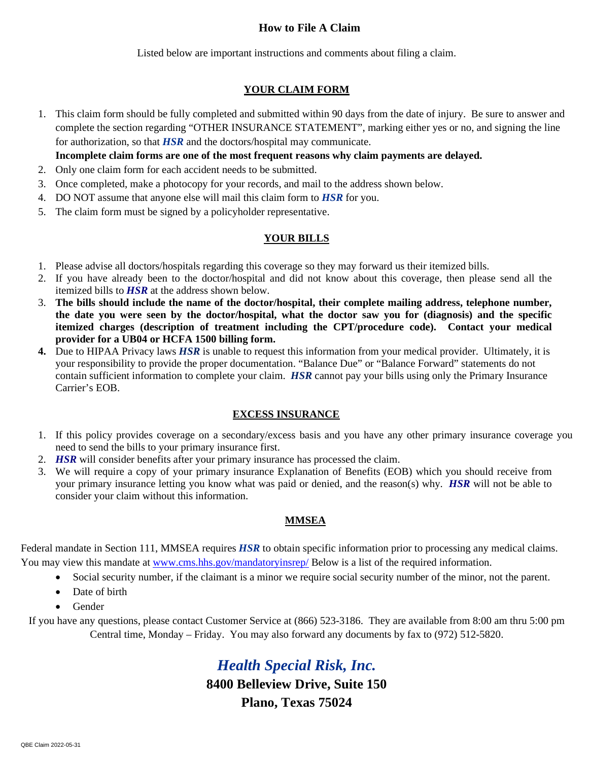# How to File A Claim

Listed below are important instructions and comments about filing a claim.

## YOUR CLAIM FORM

1. This claim form should be fully completed and submitted within 90 days from the date of injury. Be sure to answer and complete the section regarding "OTHER INSURANCE STATEMENT", marking either yes or no, and signing the line for authorization, so that ***HSR*** and the doctors/hospital may communicate.
   **Incomplete claim forms are one of the most frequent reasons why claim payments are delayed.**
2. Only one claim form for each accident needs to be submitted.
3. Once completed, make a photocopy for your records, and mail to the address shown below.
4. DO NOT assume that anyone else will mail this claim form to ***HSR*** for you.
5. The claim form must be signed by a policyholder representative.

## YOUR BILLS

1. Please advise all doctors/hospitals regarding this coverage so they may forward us their itemized bills.
2. If you have already been to the doctor/hospital and did not know about this coverage, then please send all the itemized bills to ***HSR*** at the address shown below.
3. **The bills should include the name of the doctor/hospital, their complete mailing address, telephone number, the date you were seen by the doctor/hospital, what the doctor saw you for (diagnosis) and the specific itemized charges (description of treatment including the CPT/procedure code). Contact your medical provider for a UB04 or HCFA 1500 billing form.**
4. Due to HIPAA Privacy laws ***HSR*** is unable to request this information from your medical provider. Ultimately, it is your responsibility to provide the proper documentation. "Balance Due" or "Balance Forward" statements do not contain sufficient information to complete your claim. ***HSR*** cannot pay your bills using only the Primary Insurance Carrier's EOB.

## EXCESS INSURANCE

1. If this policy provides coverage on a secondary/excess basis and you have any other primary insurance coverage you need to send the bills to your primary insurance first.
2. ***HSR*** will consider benefits after your primary insurance has processed the claim.
3. We will require a copy of your primary insurance Explanation of Benefits (EOB) which you should receive from your primary insurance letting you know what was paid or denied, and the reason(s) why. ***HSR*** will not be able to consider your claim without this information.

## MMSEA

Federal mandate in Section 111, MMSEA requires ***HSR*** to obtain specific information prior to processing any medical claims. You may view this mandate at www.cms.hhs.gov/mandatoryinsrep/ Below is a list of the required information.

- Social security number, if the claimant is a minor we require social security number of the minor, not the parent.
- Date of birth
- Gender

If you have any questions, please contact Customer Service at (866) 523-3186. They are available from 8:00 am thru 5:00 pm Central time, Monday – Friday. You may also forward any documents by fax to (972) 512-5820.

***Health Special Risk, Inc.***
**8400 Belleview Drive, Suite 150**
**Plano, Texas 75024**

QBE Claim 2022-05-31